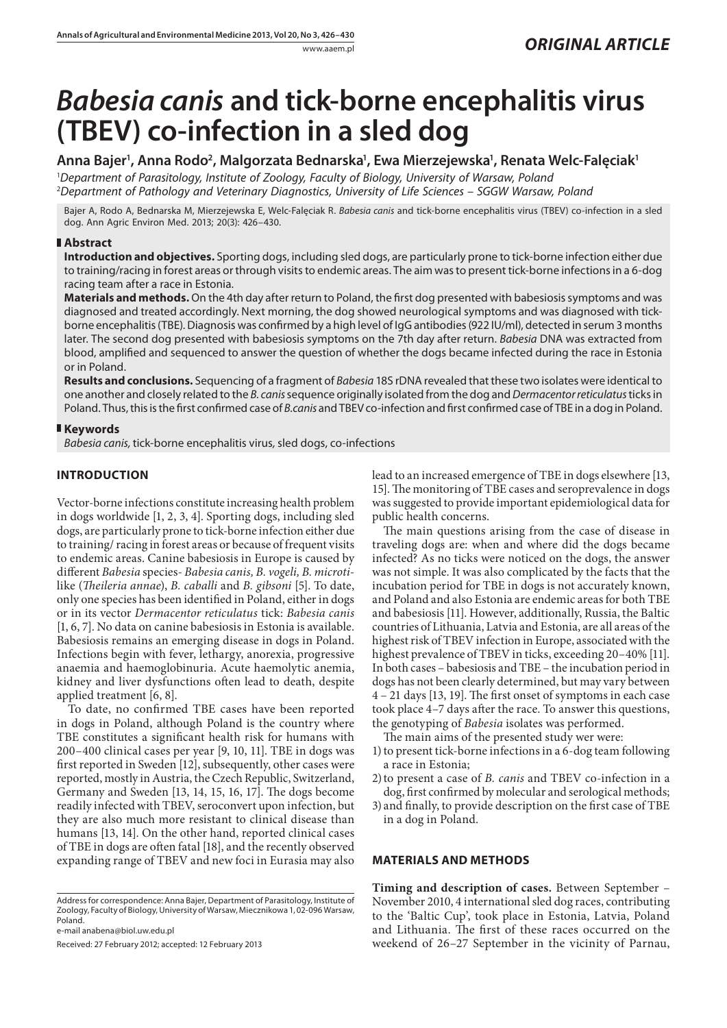# *Babesia canis* and tick-borne encephalitis virus (TBEV) co-infection in a sled dog

**Anna Bajer[1], Anna Rodo[2], Malgorzata Bednarska[1], Ewa Mierzejewska[1], Renata Welc-Falęciak[1]**

[1] *Department of Parasitology, Institute of Zoology, Faculty of Biology, University of Warsaw, Poland*
[2] *Department of Pathology and Veterinary Diagnostics, University of Life Sciences – SGGW Warsaw, Poland*

Bajer A, Rodo A, Bednarska M, Mierzejewska E, Welc-Falęciak R. *Babesia canis* and tick-borne encephalitis virus (TBEV) co-infection in a sled dog. Ann Agric Environ Med. 2013; 20(3): 426–430.

## Abstract

**Introduction and objectives.** Sporting dogs, including sled dogs, are particularly prone to tick-borne infection either due to training/racing in forest areas or through visits to endemic areas. The aim was to present tick-borne infections in a 6-dog racing team after a race in Estonia.

**Materials and methods.** On the 4th day after return to Poland, the first dog presented with babesiosis symptoms and was diagnosed and treated accordingly. Next morning, the dog showed neurological symptoms and was diagnosed with tick-borne encephalitis (TBE). Diagnosis was confirmed by a high level of IgG antibodies (922 IU/ml), detected in serum 3 months later. The second dog presented with babesiosis symptoms on the 7th day after return. *Babesia* DNA was extracted from blood, amplified and sequenced to answer the question of whether the dogs became infected during the race in Estonia or in Poland.

**Results and conclusions.** Sequencing of a fragment of *Babesia* 18S rDNA revealed that these two isolates were identical to one another and closely related to the *B. canis* sequence originally isolated from the dog and *Dermacentor reticulatus* ticks in Poland. Thus, this is the first confirmed case of *B. canis* and TBEV co-infection and first confirmed case of TBE in a dog in Poland.

## Keywords

*Babesia canis*, tick-borne encephalitis virus, sled dogs, co-infections

## INTRODUCTION

Vector-borne infections constitute increasing health problem in dogs worldwide [1, 2, 3, 4]. Sporting dogs, including sled dogs, are particularly prone to tick-borne infection either due to training/ racing in forest areas or because of frequent visits to endemic areas. Canine babesiosis in Europe is caused by different *Babesia* species- *Babesia canis*, *B. vogeli*, *B. microti*-like (*Theileria annae*), *B. caballi* and *B. gibsoni* [5]. To date, only one species has been identified in Poland, either in dogs or in its vector *Dermacentor reticulatus* tick: *Babesia canis* [1, 6, 7]. No data on canine babesiosis in Estonia is available. Babesiosis remains an emerging disease in dogs in Poland. Infections begin with fever, lethargy, anorexia, progressive anaemia and haemoglobinuria. Acute haemolytic anemia, kidney and liver dysfunctions often lead to death, despite applied treatment [6, 8].

To date, no confirmed TBE cases have been reported in dogs in Poland, although Poland is the country where TBE constitutes a significant health risk for humans with 200–400 clinical cases per year [9, 10, 11]. TBE in dogs was first reported in Sweden [12], subsequently, other cases were reported, mostly in Austria, the Czech Republic, Switzerland, Germany and Sweden [13, 14, 15, 16, 17]. The dogs become readily infected with TBEV, seroconvert upon infection, but they are also much more resistant to clinical disease than humans [13, 14]. On the other hand, reported clinical cases of TBE in dogs are often fatal [18], and the recently observed expanding range of TBEV and new foci in Eurasia may also lead to an increased emergence of TBE in dogs elsewhere [13, 15]. The monitoring of TBE cases and seroprevalence in dogs was suggested to provide important epidemiological data for public health concerns.

The main questions arising from the case of disease in traveling dogs are: when and where did the dogs became infected? As no ticks were noticed on the dogs, the answer was not simple. It was also complicated by the facts that the incubation period for TBE in dogs is not accurately known, and Poland and also Estonia are endemic areas for both TBE and babesiosis [11]. However, additionally, Russia, the Baltic countries of Lithuania, Latvia and Estonia, are all areas of the highest risk of TBEV infection in Europe, associated with the highest prevalence of TBEV in ticks, exceeding 20–40% [11]. In both cases – babesiosis and TBE – the incubation period in dogs has not been clearly determined, but may vary between 4 – 21 days [13, 19]. The first onset of symptoms in each case took place 4–7 days after the race. To answer this questions, the genotyping of *Babesia* isolates was performed.

The main aims of the presented study wer were:

1) to present tick-borne infections in a 6-dog team following a race in Estonia;
2) to present a case of *B. canis* and TBEV co-infection in a dog, first confirmed by molecular and serological methods;
3) and finally, to provide description on the first case of TBE in a dog in Poland.

## MATERIALS AND METHODS

**Timing and description of cases.** Between September – November 2010, 4 international sled dog races, contributing to the 'Baltic Cup', took place in Estonia, Latvia, Poland and Lithuania. The first of these races occurred on the weekend of 26–27 September in the vicinity of Parnau,

Address for correspondence: Anna Bajer, Department of Parasitology, Institute of Zoology, Faculty of Biology, University of Warsaw, Miecznikowa 1, 02-096 Warsaw, Poland.
e-mail anabena@biol.uw.edu.pl

Received: 27 February 2012; accepted: 12 February 2013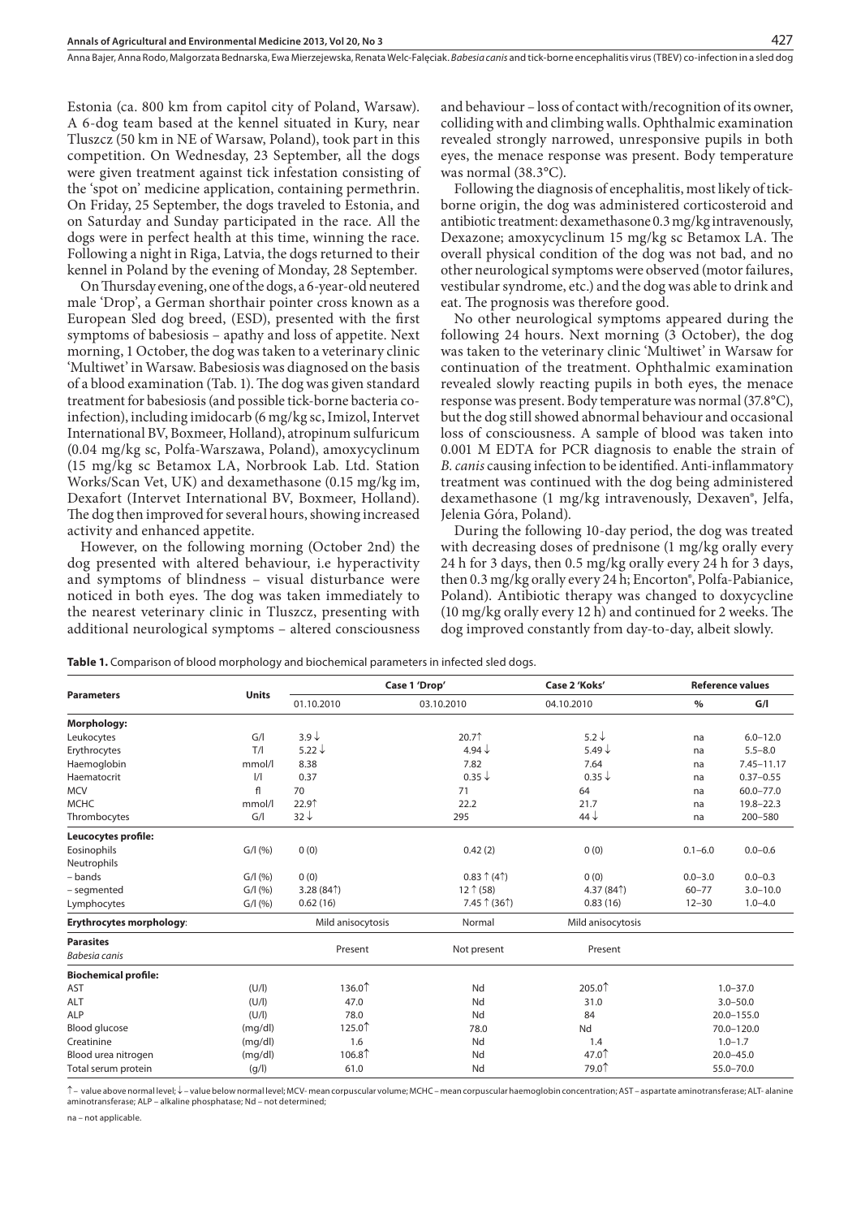Estonia (ca. 800 km from capitol city of Poland, Warsaw). A 6-dog team based at the kennel situated in Kury, near Tluszcz (50 km in NE of Warsaw, Poland), took part in this competition. On Wednesday, 23 September, all the dogs were given treatment against tick infestation consisting of the 'spot on' medicine application, containing permethrin. On Friday, 25 September, the dogs traveled to Estonia, and on Saturday and Sunday participated in the race. All the dogs were in perfect health at this time, winning the race. Following a night in Riga, Latvia, the dogs returned to their kennel in Poland by the evening of Monday, 28 September.

On Thursday evening, one of the dogs, a 6-year-old neutered male 'Drop', a German shorthair pointer cross known as a European Sled dog breed, (ESD), presented with the first symptoms of babesiosis – apathy and loss of appetite. Next morning, 1 October, the dog was taken to a veterinary clinic 'Multiwet' in Warsaw. Babesiosis was diagnosed on the basis of a blood examination (Tab. 1). The dog was given standard treatment for babesiosis (and possible tick-borne bacteria co-infection), including imidocarb (6 mg/kg sc, Imizol, Intervet International BV, Boxmeer, Holland), atropinum sulfuricum (0.04 mg/kg sc, Polfa-Warszawa, Poland), amoxycyclinum (15 mg/kg sc Betamox LA, Norbrook Lab. Ltd. Station Works/Scan Vet, UK) and dexamethasone (0.15 mg/kg im, Dexafort (Intervet International BV, Boxmeer, Holland). The dog then improved for several hours, showing increased activity and enhanced appetite.

However, on the following morning (October 2nd) the dog presented with altered behaviour, i.e hyperactivity and symptoms of blindness – visual disturbance were noticed in both eyes. The dog was taken immediately to the nearest veterinary clinic in Tluszcz, presenting with additional neurological symptoms – altered consciousness and behaviour – loss of contact with/recognition of its owner, colliding with and climbing walls. Ophthalmic examination revealed strongly narrowed, unresponsive pupils in both eyes, the menace response was present. Body temperature was normal (38.3°C).

Following the diagnosis of encephalitis, most likely of tick-borne origin, the dog was administered corticosteroid and antibiotic treatment: dexamethasone 0.3 mg/kg intravenously, Dexazone; amoxycyclinum 15 mg/kg sc Betamox LA. The overall physical condition of the dog was not bad, and no other neurological symptoms were observed (motor failures, vestibular syndrome, etc.) and the dog was able to drink and eat. The prognosis was therefore good.

No other neurological symptoms appeared during the following 24 hours. Next morning (3 October), the dog was taken to the veterinary clinic 'Multiwet' in Warsaw for continuation of the treatment. Ophthalmic examination revealed slowly reacting pupils in both eyes, the menace response was present. Body temperature was normal (37.8°C), but the dog still showed abnormal behaviour and occasional loss of consciousness. A sample of blood was taken into 0.001 M EDTA for PCR diagnosis to enable the strain of *B. canis* causing infection to be identified. Anti-inflammatory treatment was continued with the dog being administered dexamethasone (1 mg/kg intravenously, Dexaven®, Jelfa, Jelenia Góra, Poland).

During the following 10-day period, the dog was treated with decreasing doses of prednisone (1 mg/kg orally every 24 h for 3 days, then 0.5 mg/kg orally every 24 h for 3 days, then 0.3 mg/kg orally every 24 h; Encorton®, Polfa-Pabianice, Poland). Antibiotic therapy was changed to doxycycline (10 mg/kg orally every 12 h) and continued for 2 weeks. The dog improved constantly from day-to-day, albeit slowly.

**Table 1.** Comparison of blood morphology and biochemical parameters in infected sled dogs.

| Parameters | Units | Case 1 'Drop' | | Case 2 'Koks' | Reference values | |
|---|---|---|---|---|---|---|
| | | 01.10.2010 | 03.10.2010 | 04.10.2010 | % | G/l |
| **Morphology:** | | | | | | |
| Leukocytes | G/l | 3.9 ↓ | 20.7↑ | 5.2 ↓ | na | 6.0–12.0 |
| Erythrocytes | T/l | 5.22 ↓ | 4.94 ↓ | 5.49 ↓ | na | 5.5–8.0 |
| Haemoglobin | mmol/l | 8.38 | 7.82 | 7.64 | na | 7.45–11.17 |
| Haematocrit | l/l | 0.37 | 0.35 ↓ | 0.35 ↓ | na | 0.37–0.55 |
| MCV | fl | 70 | 71 | 64 | na | 60.0–77.0 |
| MCHC | mmol/l | 22.9↑ | 22.2 | 21.7 | na | 19.8–22.3 |
| Thrombocytes | G/l | 32 ↓ | 295 | 44 ↓ | na | 200–580 |
| **Leucocytes profile:** | | | | | | |
| Eosinophils | G/l (%) | 0 (0) | 0.42 (2) | 0 (0) | 0.1–6.0 | 0.0–0.6 |
| Neutrophils | | | | | | |
| – bands | G/l (%) | 0 (0) | 0.83 ↑ (4↑) | 0 (0) | 0.0–3.0 | 0.0–0.3 |
| – segmented | G/l (%) | 3.28 (84↑) | 12 ↑ (58) | 4.37 (84↑) | 60–77 | 3.0–10.0 |
| Lymphocytes | G/l (%) | 0.62 (16) | 7.45 ↑ (36↑) | 0.83 (16) | 12–30 | 1.0–4.0 |
| **Erythrocytes morphology**: | | Mild anisocytosis | Normal | Mild anisocytosis | | |
| **Parasites** *Babesia canis* | | Present | Not present | Present | | |
| **Biochemical profile:** | | | | | | |
| AST | (U/l) | 136.0↑ | Nd | 205.0↑ | 1.0–37.0 | |
| ALT | (U/l) | 47.0 | Nd | 31.0 | 3.0–50.0 | |
| ALP | (U/l) | 78.0 | Nd | 84 | 20.0–155.0 | |
| Blood glucose | (mg/dl) | 125.0↑ | 78.0 | Nd | 70.0–120.0 | |
| Creatinine | (mg/dl) | 1.6 | Nd | 1.4 | 1.0–1.7 | |
| Blood urea nitrogen | (mg/dl) | 106.8↑ | Nd | 47.0↑ | 20.0–45.0 | |
| Total serum protein | (g/l) | 61.0 | Nd | 79.0↑ | 55.0–70.0 | |

↑ – value above normal level; ↓ – value below normal level; MCV- mean corpuscular volume; MCHC – mean corpuscular haemoglobin concentration; AST – aspartate aminotransferase; ALT- alanine aminotransferase; ALP – alkaline phosphatase; Nd – not determined;

na – not applicable.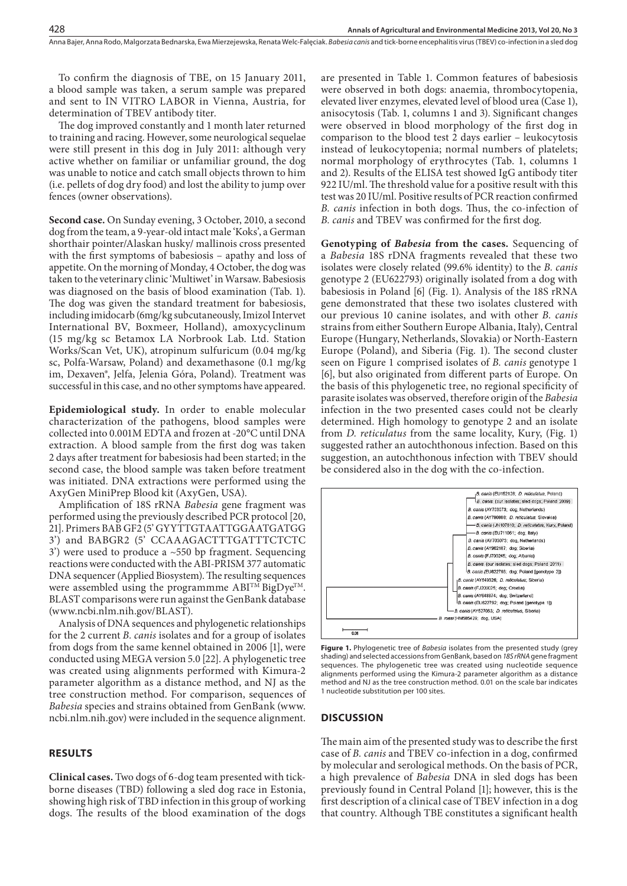To confirm the diagnosis of TBE, on 15 January 2011, a blood sample was taken, a serum sample was prepared and sent to IN VITRO LABOR in Vienna, Austria, for determination of TBEV antibody titer.

The dog improved constantly and 1 month later returned to training and racing. However, some neurological sequelae were still present in this dog in July 2011: although very active whether on familiar or unfamiliar ground, the dog was unable to notice and catch small objects thrown to him (i.e. pellets of dog dry food) and lost the ability to jump over fences (owner observations).

**Second case.** On Sunday evening, 3 October, 2010, a second dog from the team, a 9-year-old intact male 'Koks', a German shorthair pointer/Alaskan husky/ mallinois cross presented with the first symptoms of babesiosis – apathy and loss of appetite. On the morning of Monday, 4 October, the dog was taken to the veterinary clinic 'Multiwet' in Warsaw. Babesiosis was diagnosed on the basis of blood examination (Tab. 1). The dog was given the standard treatment for babesiosis, including imidocarb (6mg/kg subcutaneously, Imizol Intervet International BV, Boxmeer, Holland), amoxycyclinum (15 mg/kg sc Betamox LA Norbrook Lab. Ltd. Station Works/Scan Vet, UK), atropinum sulfuricum (0.04 mg/kg sc, Polfa-Warsaw, Poland) and dexamethasone (0.1 mg/kg im, Dexaven®, Jelfa, Jelenia Góra, Poland). Treatment was successful in this case, and no other symptoms have appeared.

**Epidemiological study.** In order to enable molecular characterization of the pathogens, blood samples were collected into 0.001M EDTA and frozen at -20°C until DNA extraction. A blood sample from the first dog was taken 2 days after treatment for babesiosis had been started; in the second case, the blood sample was taken before treatment was initiated. DNA extractions were performed using the AxyGen MiniPrep Blood kit (AxyGen, USA).

Amplification of 18S rRNA *Babesia* gene fragment was performed using the previously described PCR protocol [20, 21]. Primers BAB GF2 (5' GYYTTGTAATTGGAATGATGG 3') and BABGR2 (5' CCAAAGACTTTGATTTCTCTC 3') were used to produce a ~550 bp fragment. Sequencing reactions were conducted with the ABI-PRISM 377 automatic DNA sequencer (Applied Biosystem). The resulting sequences were assembled using the programmme ABI™ BigDye™. BLAST comparisons were run against the GenBank database (www.ncbi.nlm.nih.gov/BLAST).

Analysis of DNA sequences and phylogenetic relationships for the 2 current *B. canis* isolates and for a group of isolates from dogs from the same kennel obtained in 2006 [1], were conducted using MEGA version 5.0 [22]. A phylogenetic tree was created using alignments performed with Kimura-2 parameter algorithm as a distance method, and NJ as the tree construction method. For comparison, sequences of *Babesia* species and strains obtained from GenBank (www.ncbi.nlm.nih.gov) were included in the sequence alignment.

## RESULTS

**Clinical cases.** Two dogs of 6-dog team presented with tick-borne diseases (TBD) following a sled dog race in Estonia, showing high risk of TBD infection in this group of working dogs. The results of the blood examination of the dogs are presented in Table 1. Common features of babesiosis were observed in both dogs: anaemia, thrombocytopenia, elevated liver enzymes, elevated level of blood urea (Case 1), anisocytosis (Tab. 1, columns 1 and 3). Significant changes were observed in blood morphology of the first dog in comparison to the blood test 2 days earlier – leukocytosis instead of leukocytopenia; normal numbers of platelets; normal morphology of erythrocytes (Tab. 1, columns 1 and 2). Results of the ELISA test showed IgG antibody titer 922 IU/ml. The threshold value for a positive result with this test was 20 IU/ml. Positive results of PCR reaction confirmed *B. canis* infection in both dogs. Thus, the co-infection of *B. canis* and TBEV was confirmed for the first dog.

**Genotyping of *Babesia* from the cases.** Sequencing of a *Babesia* 18S rDNA fragments revealed that these two isolates were closely related (99.6% identity) to the *B. canis* genotype 2 (EU622793) originally isolated from a dog with babesiosis in Poland [6] (Fig. 1). Analysis of the 18S rRNA gene demonstrated that these two isolates clustered with our previous 10 canine isolates, and with other *B. canis* strains from either Southern Europe Albania, Italy), Central Europe (Hungary, Netherlands, Slovakia) or North-Eastern Europe (Poland), and Siberia (Fig. 1). The second cluster seen on Figure 1 comprised isolates of *B. canis* genotype 1 [6], but also originated from different parts of Europe. On the basis of this phylogenetic tree, no regional specificity of parasite isolates was observed, therefore origin of the *Babesia* infection in the two presented cases could not be clearly determined. High homology to genotype 2 and an isolate from *D. reticulatus* from the same locality, Kury, (Fig. 1) suggested rather an autochthonous infection. Based on this suggestion, an autochthonous infection with TBEV should be considered also in the dog with the co-infection.

**Figure 1.** Phylogenetic tree of *Babesia* isolates from the presented study (grey shading) and selected accessions from GenBank, based on *18S rRNA* gene fragment sequences. The phylogenetic tree was created using nucleotide sequence alignments performed using the Kimura-2 parameter algorithm as a distance method and NJ as the tree construction method. 0.01 on the scale bar indicates 1 nucleotide substitution per 100 sites.

## DISCUSSION

The main aim of the presented study was to describe the first case of *B. canis* and TBEV co-infection in a dog, confirmed by molecular and serological methods. On the basis of PCR, a high prevalence of *Babesia* DNA in sled dogs has been previously found in Central Poland [1]; however, this is the first description of a clinical case of TBEV infection in a dog that country. Although TBE constitutes a significant health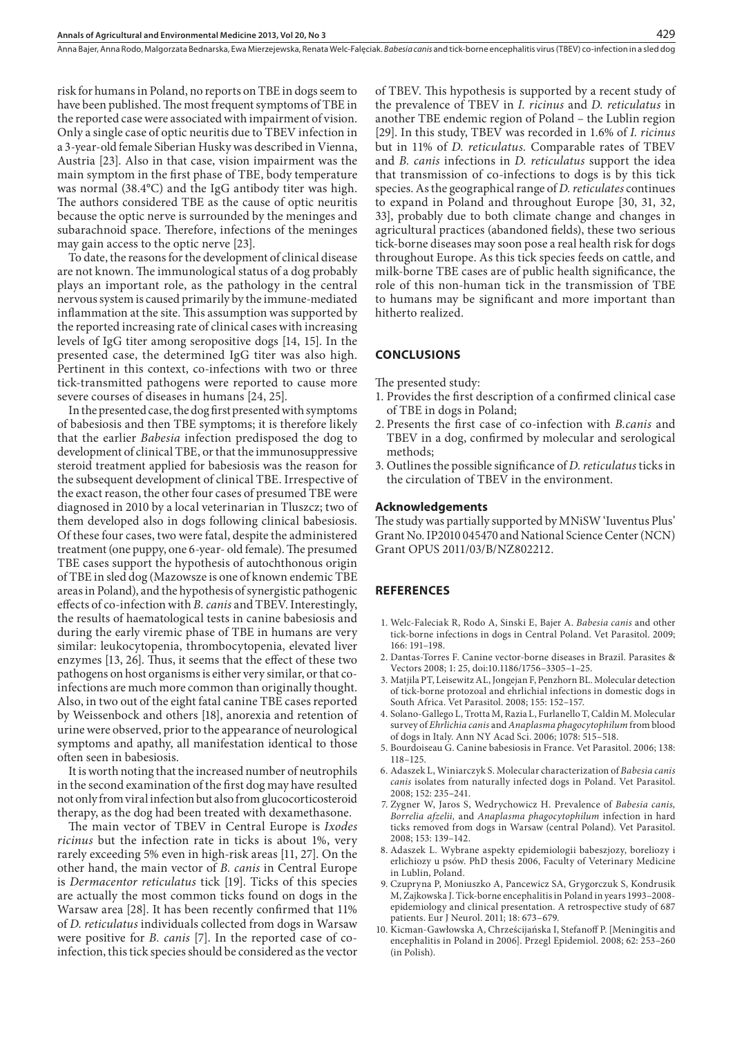risk for humans in Poland, no reports on TBE in dogs seem to have been published. The most frequent symptoms of TBE in the reported case were associated with impairment of vision. Only a single case of optic neuritis due to TBEV infection in a 3-year-old female Siberian Husky was described in Vienna, Austria [23]. Also in that case, vision impairment was the main symptom in the first phase of TBE, body temperature was normal (38.4°C) and the IgG antibody titer was high. The authors considered TBE as the cause of optic neuritis because the optic nerve is surrounded by the meninges and subarachnoid space. Therefore, infections of the meninges may gain access to the optic nerve [23].

To date, the reasons for the development of clinical disease are not known. The immunological status of a dog probably plays an important role, as the pathology in the central nervous system is caused primarily by the immune-mediated inflammation at the site. This assumption was supported by the reported increasing rate of clinical cases with increasing levels of IgG titer among seropositive dogs [14, 15]. In the presented case, the determined IgG titer was also high. Pertinent in this context, co-infections with two or three tick-transmitted pathogens were reported to cause more severe courses of diseases in humans [24, 25].

In the presented case, the dog first presented with symptoms of babesiosis and then TBE symptoms; it is therefore likely that the earlier *Babesia* infection predisposed the dog to development of clinical TBE, or that the immunosuppressive steroid treatment applied for babesiosis was the reason for the subsequent development of clinical TBE. Irrespective of the exact reason, the other four cases of presumed TBE were diagnosed in 2010 by a local veterinarian in Tluszcz; two of them developed also in dogs following clinical babesiosis. Of these four cases, two were fatal, despite the administered treatment (one puppy, one 6-year- old female). The presumed TBE cases support the hypothesis of autochthonous origin of TBE in sled dog (Mazowsze is one of known endemic TBE areas in Poland), and the hypothesis of synergistic pathogenic effects of co-infection with *B. canis* and TBEV. Interestingly, the results of haematological tests in canine babesiosis and during the early viremic phase of TBE in humans are very similar: leukocytopenia, thrombocytopenia, elevated liver enzymes [13, 26]. Thus, it seems that the effect of these two pathogens on host organisms is either very similar, or that co-infections are much more common than originally thought. Also, in two out of the eight fatal canine TBE cases reported by Weissenbock and others [18], anorexia and retention of urine were observed, prior to the appearance of neurological symptoms and apathy, all manifestation identical to those often seen in babesiosis.

It is worth noting that the increased number of neutrophils in the second examination of the first dog may have resulted not only from viral infection but also from glucocorticosteroid therapy, as the dog had been treated with dexamethasone.

The main vector of TBEV in Central Europe is *Ixodes ricinus* but the infection rate in ticks is about 1%, very rarely exceeding 5% even in high-risk areas [11, 27]. On the other hand, the main vector of *B. canis* in Central Europe is *Dermacentor reticulatus* tick [19]. Ticks of this species are actually the most common ticks found on dogs in the Warsaw area [28]. It has been recently confirmed that 11% of *D. reticulatus* individuals collected from dogs in Warsaw were positive for *B. canis* [7]. In the reported case of co-infection, this tick species should be considered as the vector of TBEV. This hypothesis is supported by a recent study of the prevalence of TBEV in *I. ricinus* and *D. reticulatus* in another TBE endemic region of Poland – the Lublin region [29]. In this study, TBEV was recorded in 1.6% of *I. ricinus* but in 11% of *D. reticulatus*. Comparable rates of TBEV and *B. canis* infections in *D. reticulatus* support the idea that transmission of co-infections to dogs is by this tick species. As the geographical range of *D. reticulates* continues to expand in Poland and throughout Europe [30, 31, 32, 33], probably due to both climate change and changes in agricultural practices (abandoned fields), these two serious tick-borne diseases may soon pose a real health risk for dogs throughout Europe. As this tick species feeds on cattle, and milk-borne TBE cases are of public health significance, the role of this non-human tick in the transmission of TBE to humans may be significant and more important than hitherto realized.

## CONCLUSIONS

The presented study:

1. Provides the first description of a confirmed clinical case of TBE in dogs in Poland;
2. Presents the first case of co-infection with *B.canis* and TBEV in a dog, confirmed by molecular and serological methods;
3. Outlines the possible significance of *D. reticulatus* ticks in the circulation of TBEV in the environment.

### Acknowledgements

The study was partially supported by MNiSW 'Iuventus Plus' Grant No. IP2010 045470 and National Science Center (NCN) Grant OPUS 2011/03/B/NZ802212.

## REFERENCES

1. Welc-Faleciak R, Rodo A, Sinski E, Bajer A. *Babesia canis* and other tick-borne infections in dogs in Central Poland. Vet Parasitol. 2009; 166: 191–198.
2. Dantas-Torres F. Canine vector-borne diseases in Brazil. Parasites & Vectors 2008; 1: 25, doi:10.1186/1756–3305–1–25.
3. Matjila PT, Leisewitz AL, Jongejan F, Penzhorn BL. Molecular detection of tick-borne protozoal and ehrlichial infections in domestic dogs in South Africa. Vet Parasitol. 2008; 155: 152–157.
4. Solano-Gallego L, Trotta M, Razia L, Furlanello T, Caldin M. Molecular survey of *Ehrlichia canis* and *Anaplasma phagocytophilum* from blood of dogs in Italy. Ann NY Acad Sci. 2006; 1078: 515–518.
5. Bourdoiseau G. Canine babesiosis in France. Vet Parasitol. 2006; 138: 118–125.
6. Adaszek L, Winiarczyk S. Molecular characterization of *Babesia canis canis* isolates from naturally infected dogs in Poland. Vet Parasitol. 2008; 152: 235–241.
7. Zygner W, Jaros S, Wedrychowicz H. Prevalence of *Babesia canis, Borrelia afzelii,* and *Anaplasma phagocytophilum* infection in hard ticks removed from dogs in Warsaw (central Poland). Vet Parasitol. 2008; 153: 139–142.
8. Adaszek L. Wybrane aspekty epidemiologii babeszjozy, boreliozy i erlichiozy u psów. PhD thesis 2006, Faculty of Veterinary Medicine in Lublin, Poland.
9. Czupryna P, Moniuszko A, Pancewicz SA, Grygorczuk S, Kondrusik M, Zajkowska J. Tick-borne encephalitis in Poland in years 1993–2008-epidemiology and clinical presentation. A retrospective study of 687 patients. Eur J Neurol. 2011; 18: 673–679.
10. Kicman-Gawłowska A, Chrześcijańska I, Stefanoff P. [Meningitis and encephalitis in Poland in 2006]. Przegl Epidemiol. 2008; 62: 253–260 (in Polish).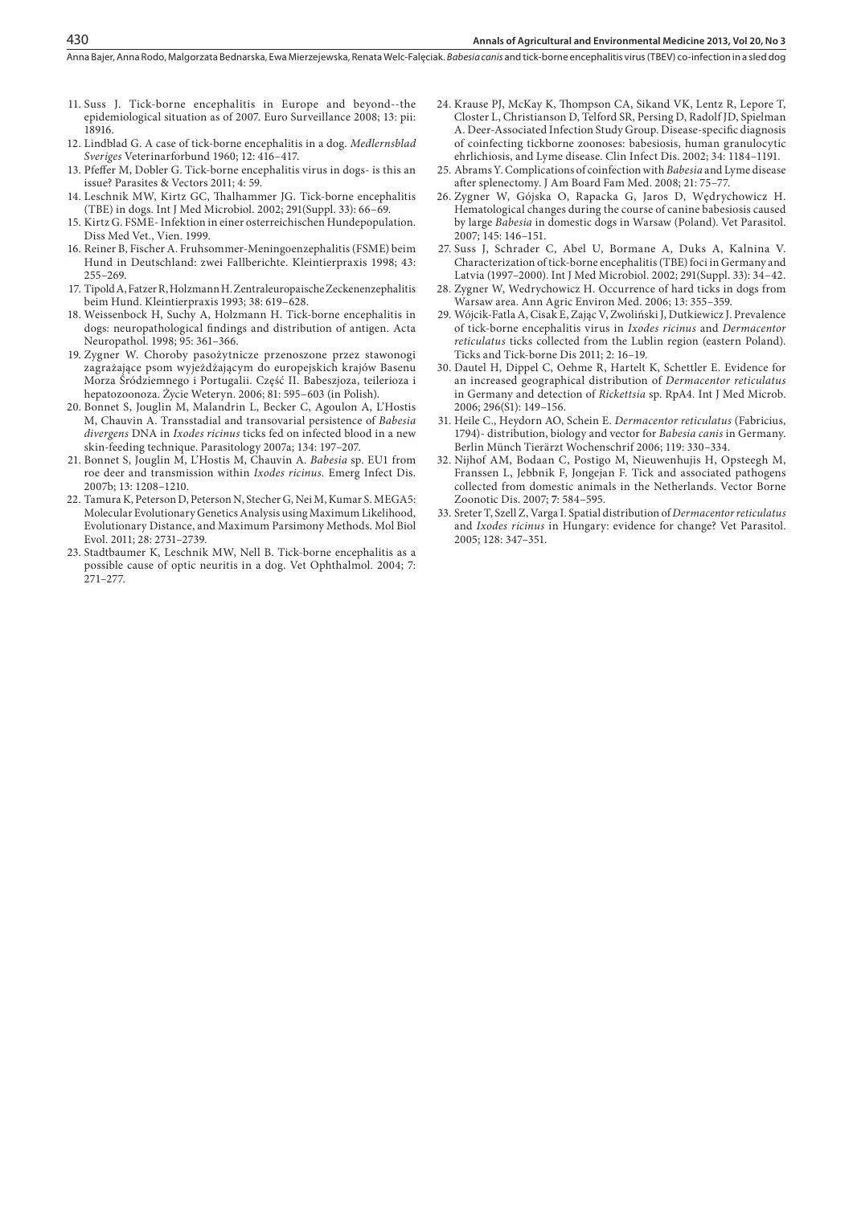11. Suss J. Tick-borne encephalitis in Europe and beyond--the epidemiological situation as of 2007. Euro Surveillance 2008; 13: pii: 18916.
12. Lindblad G. A case of tick-borne encephalitis in a dog. *Medlernsblad Sveriges* Veterinarforbund 1960; 12: 416–417.
13. Pfeffer M, Dobler G. Tick-borne encephalitis virus in dogs- is this an issue? Parasites & Vectors 2011; 4: 59.
14. Leschnik MW, Kirtz GC, Thalhammer JG. Tick-borne encephalitis (TBE) in dogs. Int J Med Microbiol. 2002; 291(Suppl. 33): 66–69.
15. Kirtz G. FSME- Infektion in einer osterreichischen Hundepopulation. Diss Med Vet., Vien. 1999.
16. Reiner B, Fischer A. Fruhsommer-Meningoenzephalitis (FSME) beim Hund in Deutschland: zwei Fallberichte. Kleintierpraxis 1998; 43: 255–269.
17. Tipold A, Fatzer R, Holzmann H. Zentraleuropaische Zeckenenzephalitis beim Hund. Kleintierpraxis 1993; 38: 619–628.
18. Weissenbock H, Suchy A, Holzmann H. Tick-borne encephalitis in dogs: neuropathological findings and distribution of antigen. Acta Neuropathol. 1998; 95: 361–366.
19. Zygner W. Choroby pasożytnicze przenoszone przez stawonogi zagrażające psom wyjeżdżającym do europejskich krajów Basenu Morza Śródziemnego i Portugalii. Część II. Babeszjoza, teilerioza i hepatozoonoza. Życie Weteryn. 2006; 81: 595–603 (in Polish).
20. Bonnet S, Jouglin M, Malandrin L, Becker C, Agoulon A, L'Hostis M, Chauvin A. Transstadial and transovarial persistence of *Babesia divergens* DNA in *Ixodes ricinus* ticks fed on infected blood in a new skin-feeding technique. Parasitology 2007a; 134: 197–207.
21. Bonnet S, Jouglin M, L'Hostis M, Chauvin A. *Babesia* sp. EU1 from roe deer and transmission within *Ixodes ricinus*. Emerg Infect Dis. 2007b; 13: 1208–1210.
22. Tamura K, Peterson D, Peterson N, Stecher G, Nei M, Kumar S. MEGA5: Molecular Evolutionary Genetics Analysis using Maximum Likelihood, Evolutionary Distance, and Maximum Parsimony Methods. Mol Biol Evol. 2011; 28: 2731–2739.
23. Stadtbaumer K, Leschnik MW, Nell B. Tick-borne encephalitis as a possible cause of optic neuritis in a dog. Vet Ophthalmol. 2004; 7: 271–277.
24. Krause PJ, McKay K, Thompson CA, Sikand VK, Lentz R, Lepore T, Closter L, Christianson D, Telford SR, Persing D, Radolf JD, Spielman A. Deer-Associated Infection Study Group. Disease-specific diagnosis of coinfecting tickborne zoonoses: babesiosis, human granulocytic ehrlichiosis, and Lyme disease. Clin Infect Dis. 2002; 34: 1184–1191.
25. Abrams Y. Complications of coinfection with *Babesia* and Lyme disease after splenectomy. J Am Board Fam Med. 2008; 21: 75–77.
26. Zygner W, Gójska O, Rapacka G, Jaros D, Wędrychowicz H. Hematological changes during the course of canine babesiosis caused by large *Babesia* in domestic dogs in Warsaw (Poland). Vet Parasitol. 2007; 145: 146–151.
27. Suss J, Schrader C, Abel U, Bormane A, Duks A, Kalnina V. Characterization of tick-borne encephalitis (TBE) foci in Germany and Latvia (1997–2000). Int J Med Microbiol. 2002; 291(Suppl. 33): 34–42.
28. Zygner W, Wedrychowicz H. Occurrence of hard ticks in dogs from Warsaw area. Ann Agric Environ Med. 2006; 13: 355–359.
29. Wójcik-Fatla A, Cisak E, Zając V, Zwoliński J, Dutkiewicz J. Prevalence of tick-borne encephalitis virus in *Ixodes ricinus* and *Dermacentor reticulatus* ticks collected from the Lublin region (eastern Poland). Ticks and Tick-borne Dis 2011; 2: 16–19.
30. Dautel H, Dippel C, Oehme R, Hartelt K, Schettler E. Evidence for an increased geographical distribution of *Dermacentor reticulatus* in Germany and detection of *Rickettsia* sp. RpA4. Int J Med Microb. 2006; 296(S1): 149–156.
31. Heile C., Heydorn AO, Schein E. *Dermacentor reticulatus* (Fabricius, 1794)- distribution, biology and vector for *Babesia canis* in Germany. Berlin Münch Tierärzt Wochenschrif 2006; 119: 330–334.
32. Nijhof AM, Bodaan C, Postigo M, Nieuwenhujis H, Opsteegh M, Franssen L, Jebbnik F, Jongejan F. Tick and associated pathogens collected from domestic animals in the Netherlands. Vector Borne Zoonotic Dis. 2007; **7**: 584–595.
33. Sreter T, Szell Z, Varga I. Spatial distribution of *Dermacentor reticulatus* and *Ixodes ricinus* in Hungary: evidence for change? Vet Parasitol. 2005; 128: 347–351.